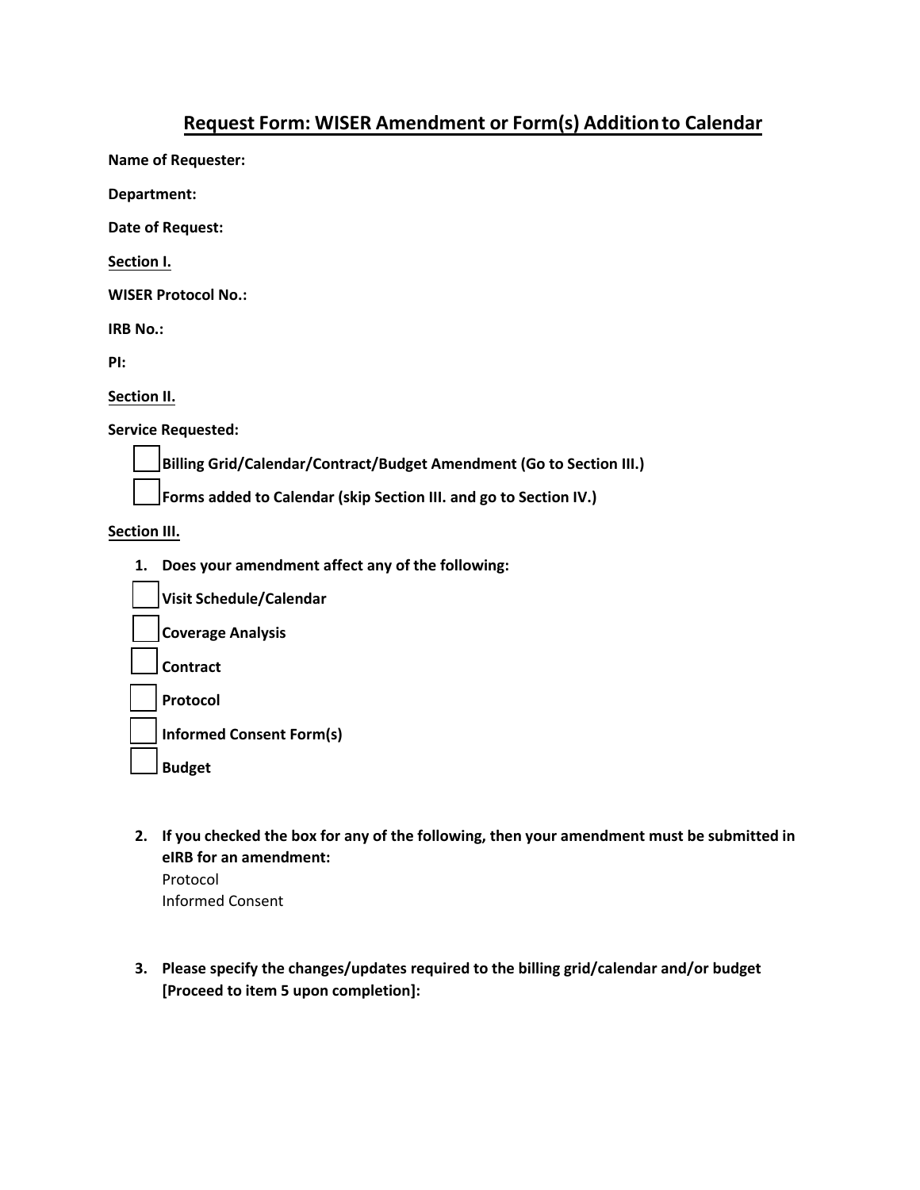# Request Form: WISER Amendment or Form(s) Addition to Calendar

**Name of Requester:**

**Department:**

**Date of Request:**

**Section I.**

**WISER Protocol No.:**

**IRB No.:**

**PI:**

**Section II.**

**Service Requested:**

- ☐ **Billing Grid/Calendar/Contract/Budget Amendment (Go to Section III.)**
- ☐ **Forms added to Calendar (skip Section III. and go to Section IV.)**

**Section III.**

1. **Does your amendment affect any of the following:**
   - ☐ **Visit Schedule/Calendar**
   - ☐ **Coverage Analysis**
   - ☐ **Contract**
   - ☐ **Protocol**
   - ☐ **Informed Consent Form(s)**
   - ☐ **Budget**

2. **If you checked the box for any of the following, then your amendment must be submitted in eIRB for an amendment:**
   Protocol
   Informed Consent

3. **Please specify the changes/updates required to the billing grid/calendar and/or budget [Proceed to item 5 upon completion]:**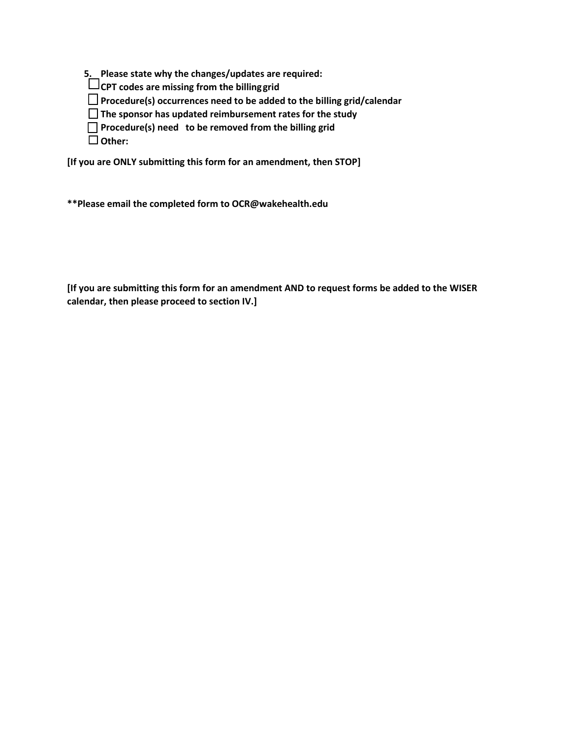**5. Please state why the changes/updates are required:**

- ☐ **CPT codes are missing from the billing grid**
- ☐ **Procedure(s) occurrences need to be added to the billing grid/calendar**
- ☐ **The sponsor has updated reimbursement rates for the study**
- ☐ **Procedure(s) need to be removed from the billing grid**
- ☐ **Other:**

**[If you are ONLY submitting this form for an amendment, then STOP]**

**\*\*Please email the completed form to OCR@wakehealth.edu**

**[If you are submitting this form for an amendment AND to request forms be added to the WISER calendar, then please proceed to section IV.]**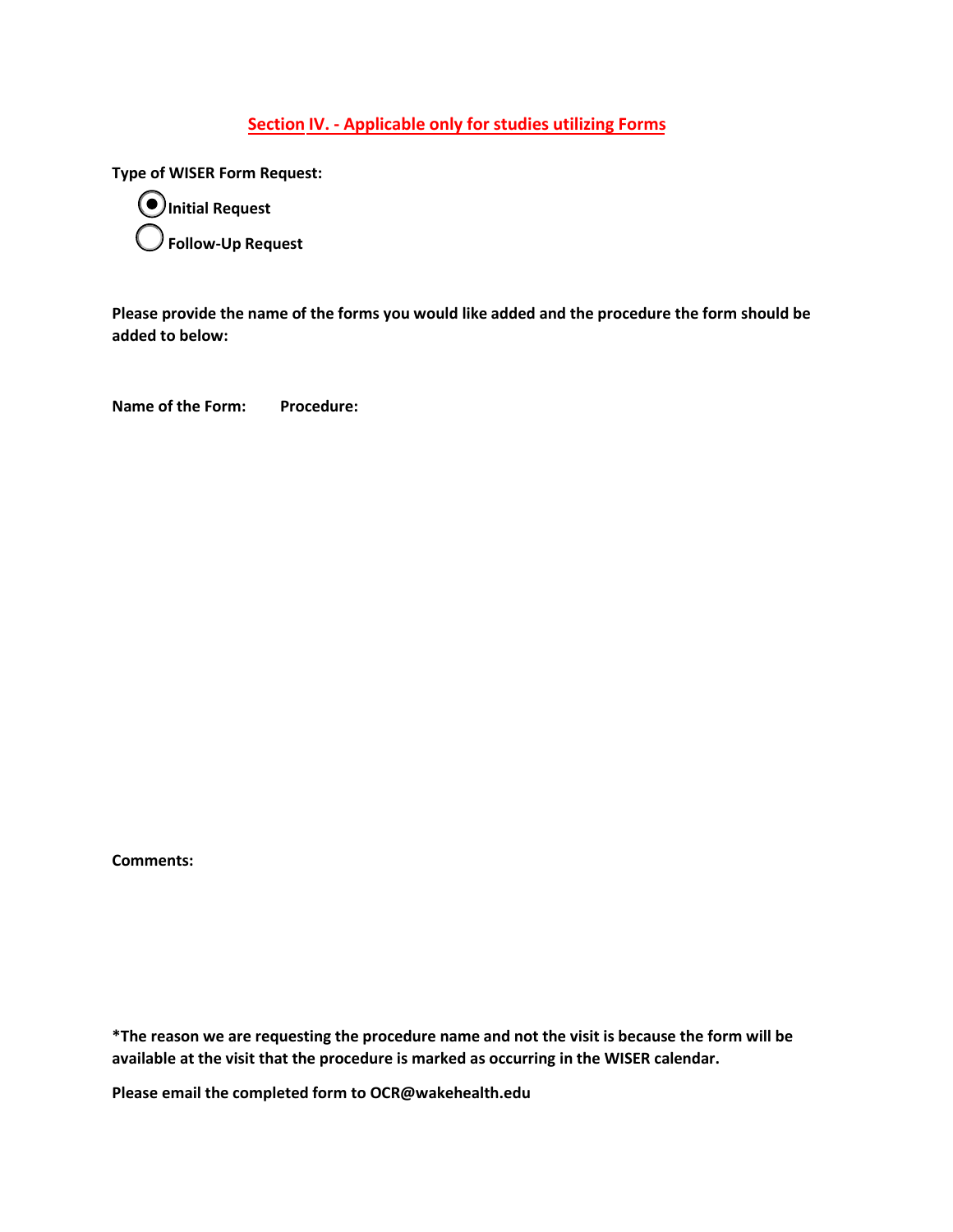## Section IV. - Applicable only for studies utilizing Forms

**Type of WISER Form Request:**

- (●) **Initial Request**
- ( ) **Follow-Up Request**

**Please provide the name of the forms you would like added and the procedure the form should be added to below:**

**Name of the Form:** **Procedure:**

**Comments:**

**\*The reason we are requesting the procedure name and not the visit is because the form will be available at the visit that the procedure is marked as occurring in the WISER calendar.**

**Please email the completed form to OCR@wakehealth.edu**